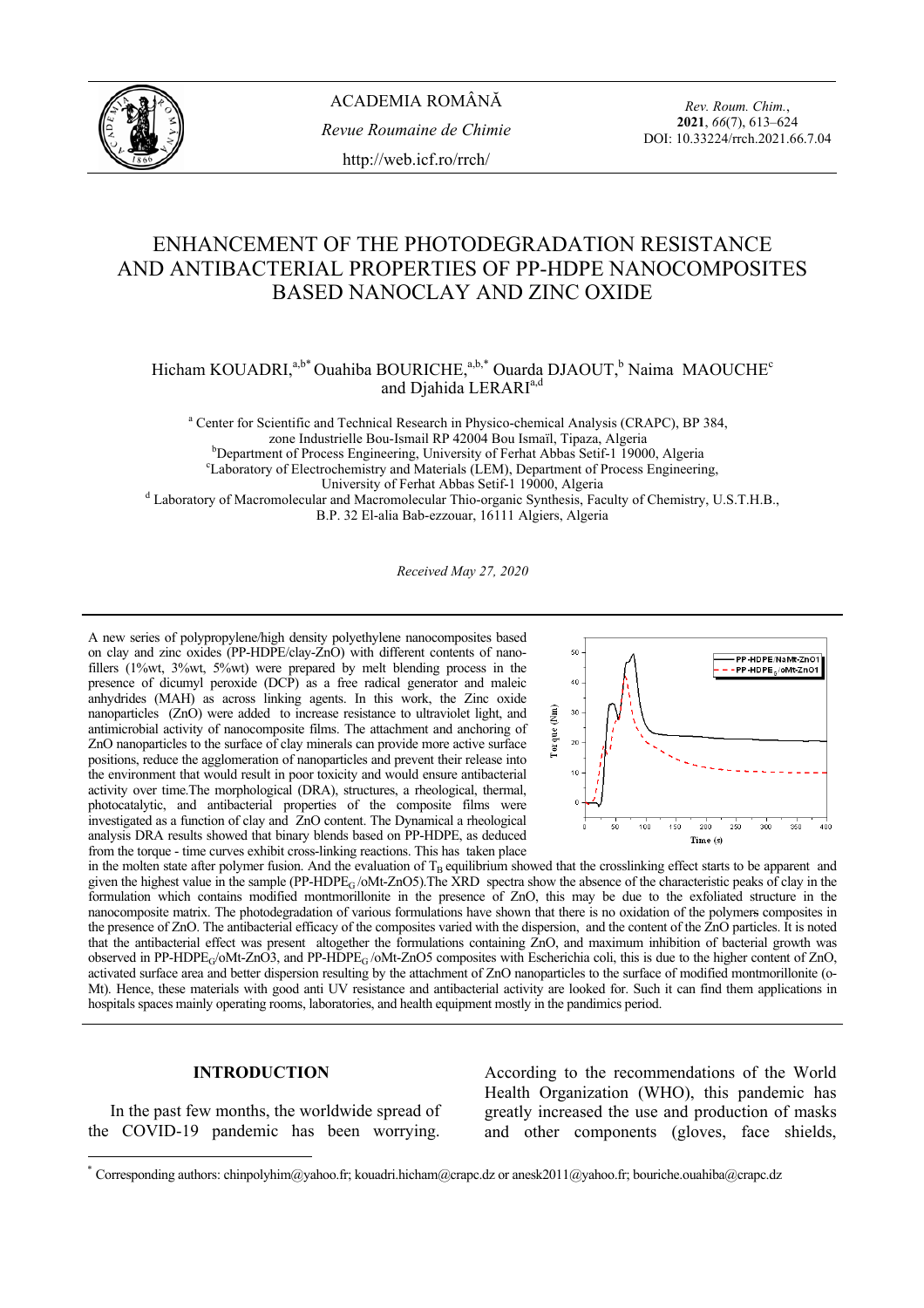# ENHANCEMENT OF THE PHOTODEGRADATION RESISTANCE AND ANTIBACTERIAL PROPERTIES OF PP-HDPE NANOCOMPOSITES BASED NANOCLAY AND ZINC OXIDE

Hicham KOUADRI,[a,b*] Ouahiba BOURICHE,[a,b,*] Ouarda DJAOUT,[b] Naima MAOUCHE[c] and Djahida LERARI[a,d]

[a] Center for Scientific and Technical Research in Physico-chemical Analysis (CRAPC), BP 384, zone Industrielle Bou-Ismail RP 42004 Bou Ismaïl, Tipaza, Algeria
[b] Department of Process Engineering, University of Ferhat Abbas Setif-1 19000, Algeria
[c] Laboratory of Electrochemistry and Materials (LEM), Department of Process Engineering, University of Ferhat Abbas Setif-1 19000, Algeria
[d] Laboratory of Macromolecular and Macromolecular Thio-organic Synthesis, Faculty of Chemistry, U.S.T.H.B., B.P. 32 El-alia Bab-ezzouar, 16111 Algiers, Algeria

*Received May 27, 2020*

A new series of polypropylene/high density polyethylene nanocomposites based on clay and zinc oxides (PP-HDPE/clay-ZnO) with different contents of nanofillers (1%wt, 3%wt, 5%wt) were prepared by melt blending process in the presence of dicumyl peroxide (DCP) as a free radical generator and maleic anhydrides (MAH) as across linking agents. In this work, the Zinc oxide nanoparticles (ZnO) were added to increase resistance to ultraviolet light, and antimicrobial activity of nanocomposite films. The attachment and anchoring of ZnO nanoparticles to the surface of clay minerals can provide more active surface positions, reduce the agglomeration of nanoparticles and prevent their release into the environment that would result in poor toxicity and would ensure antibacterial activity over time.The morphological (DRA), structures, a rheological, thermal, photocatalytic, and antibacterial properties of the composite films were investigated as a function of clay and ZnO content. The Dynamical a rheological analysis DRA results showed that binary blends based on PP-HDPE, as deduced from the torque - time curves exhibit cross-linking reactions. This has taken place in the molten state after polymer fusion. And the evaluation of $T_B$ equilibrium showed that the crosslinking effect starts to be apparent and given the highest value in the sample (PP-HDPE$_G$/oMt-ZnO5).The XRD spectra show the absence of the characteristic peaks of clay in the formulation which contains modified montmorillonite in the presence of ZnO, this may be due to the exfoliated structure in the nanocomposite matrix. The photodegradation of various formulations have shown that there is no oxidation of the polymers composites in the presence of ZnO. The antibacterial efficacy of the composites varied with the dispersion, and the content of the ZnO particles. It is noted that the antibacterial effect was present altogether the formulations containing ZnO, and maximum inhibition of bacterial growth was observed in PP-HDPE$_G$/oMt-ZnO3, and PP-HDPE$_G$/oMt-ZnO5 composites with Escherichia coli, this is due to the higher content of ZnO, activated surface area and better dispersion resulting by the attachment of ZnO nanoparticles to the surface of modified montmorillonite (o-Mt). Hence, these materials with good anti UV resistance and antibacterial activity are looked for. Such it can find them applications in hospitals spaces mainly operating rooms, laboratories, and health equipment mostly in the pandimics period.

## INTRODUCTION

In the past few months, the worldwide spread of the COVID-19 pandemic has been worrying. According to the recommendations of the World Health Organization (WHO), this pandemic has greatly increased the use and production of masks and other components (gloves, face shields,

* Corresponding authors: chinpolyhim@yahoo.fr; kouadri.hicham@crapc.dz or anesk2011@yahoo.fr; bouriche.ouahiba@crapc.dz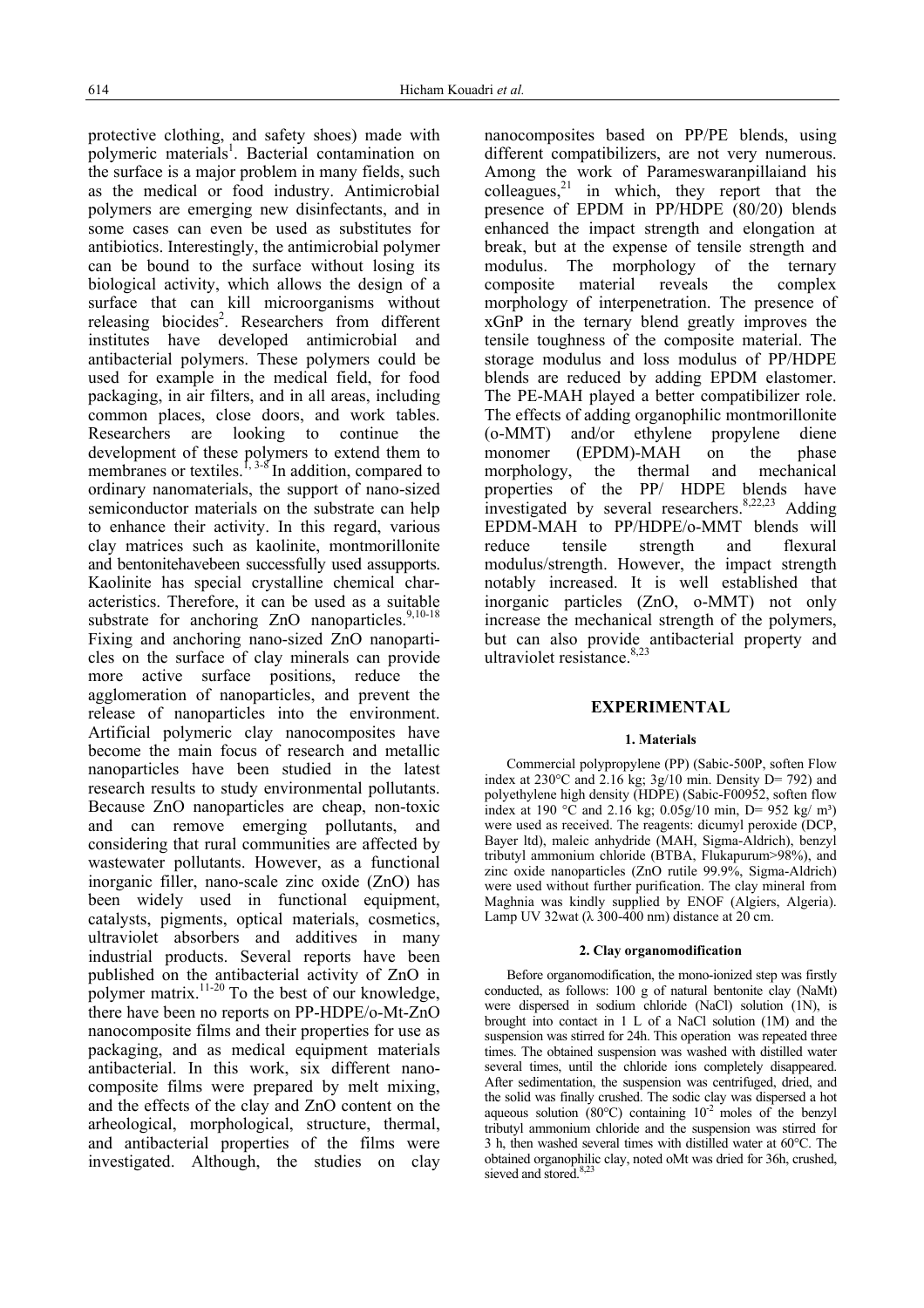protective clothing, and safety shoes) made with polymeric materials[1]. Bacterial contamination on the surface is a major problem in many fields, such as the medical or food industry. Antimicrobial polymers are emerging new disinfectants, and in some cases can even be used as substitutes for antibiotics. Interestingly, the antimicrobial polymer can be bound to the surface without losing its biological activity, which allows the design of a surface that can kill microorganisms without releasing biocides[2]. Researchers from different institutes have developed antimicrobial and antibacterial polymers. These polymers could be used for example in the medical field, for food packaging, in air filters, and in all areas, including common places, close doors, and work tables. Researchers are looking to continue the development of these polymers to extend them to membranes or textiles.[1, 3-8] In addition, compared to ordinary nanomaterials, the support of nano-sized semiconductor materials on the substrate can help to enhance their activity. In this regard, various clay matrices such as kaolinite, montmorillonite and bentonitehavebeen successfully used assupports. Kaolinite has special crystalline chemical characteristics. Therefore, it can be used as a suitable substrate for anchoring ZnO nanoparticles.[9,10-18] Fixing and anchoring nano-sized ZnO nanoparticles on the surface of clay minerals can provide more active surface positions, reduce the agglomeration of nanoparticles, and prevent the release of nanoparticles into the environment. Artificial polymeric clay nanocomposites have become the main focus of research and metallic nanoparticles have been studied in the latest research results to study environmental pollutants. Because ZnO nanoparticles are cheap, non-toxic and can remove emerging pollutants, and considering that rural communities are affected by wastewater pollutants. However, as a functional inorganic filler, nano-scale zinc oxide (ZnO) has been widely used in functional equipment, catalysts, pigments, optical materials, cosmetics, ultraviolet absorbers and additives in many industrial products. Several reports have been published on the antibacterial activity of ZnO in polymer matrix.[11-20] To the best of our knowledge, there have been no reports on PP-HDPE/o-Mt-ZnO nanocomposite films and their properties for use as packaging, and as medical equipment materials antibacterial. In this work, six different nanocomposite films were prepared by melt mixing, and the effects of the clay and ZnO content on the arheological, morphological, structure, thermal, and antibacterial properties of the films were investigated. Although, the studies on clay nanocomposites based on PP/PE blends, using different compatibilizers, are not very numerous. Among the work of Parameswaranpillaiand his colleagues,[21] in which, they report that the presence of EPDM in PP/HDPE (80/20) blends enhanced the impact strength and elongation at break, but at the expense of tensile strength and modulus. The morphology of the ternary composite material reveals the complex morphology of interpenetration. The presence of xGnP in the ternary blend greatly improves the tensile toughness of the composite material. The storage modulus and loss modulus of PP/HDPE blends are reduced by adding EPDM elastomer. The PE-MAH played a better compatibilizer role. The effects of adding organophilic montmorillonite (o-MMT) and/or ethylene propylene diene monomer (EPDM)-MAH on the phase morphology, the thermal and mechanical properties of the PP/ HDPE blends have investigated by several researchers.[8,22,23] Adding EPDM-MAH to PP/HDPE/o-MMT blends will reduce tensile strength and flexural modulus/strength. However, the impact strength notably increased. It is well established that inorganic particles (ZnO, o-MMT) not only increase the mechanical strength of the polymers, but can also provide antibacterial property and ultraviolet resistance.[8,23]

## EXPERIMENTAL

### 1. Materials

Commercial polypropylene (PP) (Sabic-500P, soften Flow index at 230°C and 2.16 kg; 3g/10 min. Density D= 792) and polyethylene high density (HDPE) (Sabic-F00952, soften flow index at 190 °C and 2.16 kg; 0.05g/10 min, D= 952 kg/ m³) were used as received. The reagents: dicumyl peroxide (DCP, Bayer ltd), maleic anhydride (MAH, Sigma-Aldrich), benzyl tributyl ammonium chloride (BTBA, Flukapurum>98%), and zinc oxide nanoparticles (ZnO rutile 99.9%, Sigma-Aldrich) were used without further purification. The clay mineral from Maghnia was kindly supplied by ENOF (Algiers, Algeria). Lamp UV 32wat (λ 300-400 nm) distance at 20 cm.

### 2. Clay organomodification

Before organomodification, the mono-ionized step was firstly conducted, as follows: 100 g of natural bentonite clay (NaMt) were dispersed in sodium chloride (NaCl) solution (1N), is brought into contact in 1 L of a NaCl solution (1M) and the suspension was stirred for 24h. This operation was repeated three times. The obtained suspension was washed with distilled water several times, until the chloride ions completely disappeared. After sedimentation, the suspension was centrifuged, dried, and the solid was finally crushed. The sodic clay was dispersed a hot aqueous solution (80°C) containing $10^{-2}$ moles of the benzyl tributyl ammonium chloride and the suspension was stirred for 3 h, then washed several times with distilled water at 60°C. The obtained organophilic clay, noted oMt was dried for 36h, crushed, sieved and stored.[8,23]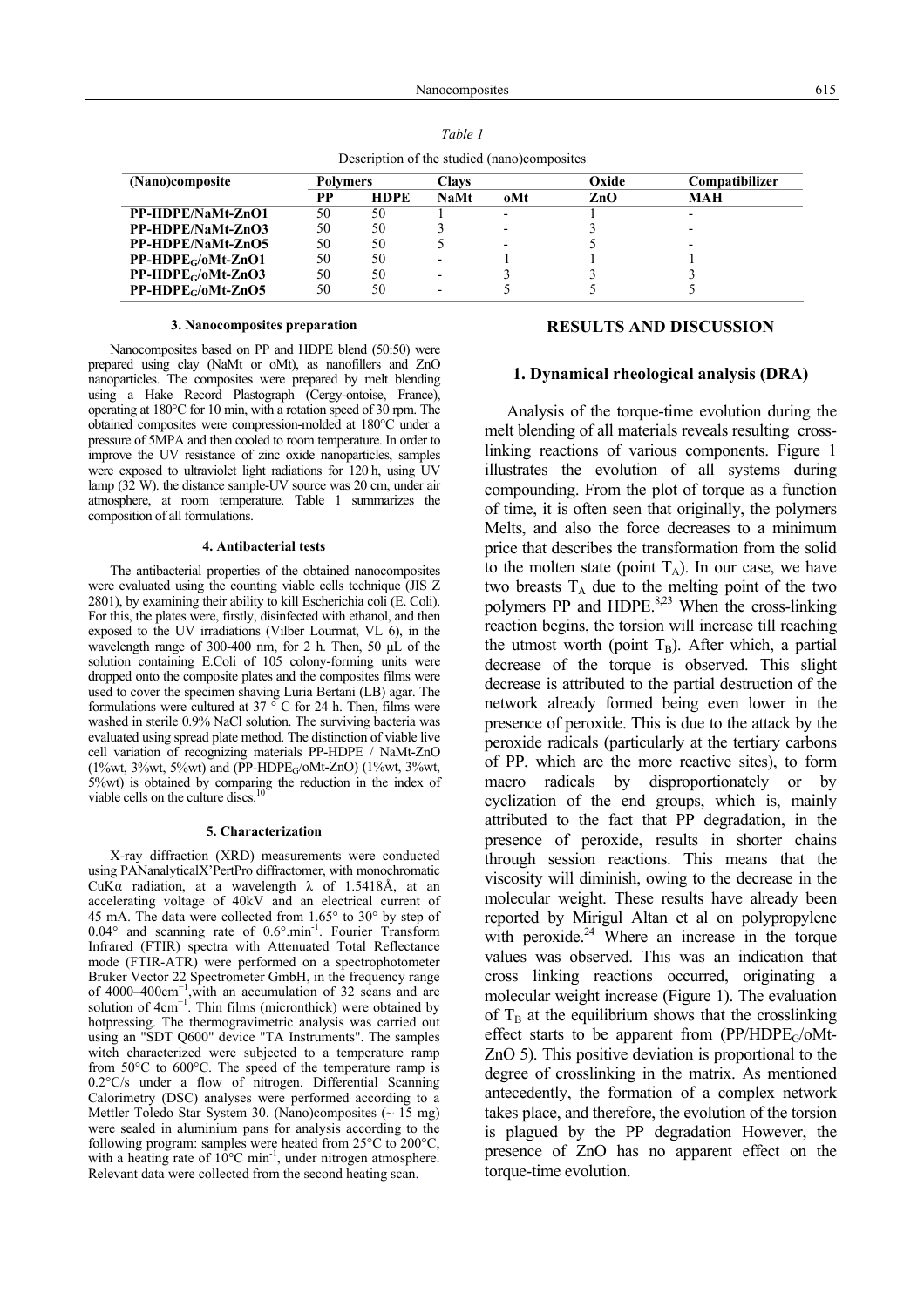*Table 1*

Description of the studied (nano)composites

| (Nano)composite | Polymers | | Clays | | Oxide | Compatibilizer |
|---|---|---|---|---|---|---|
| | PP | HDPE | NaMt | oMt | ZnO | MAH |
| PP-HDPE/NaMt-ZnO1 | 50 | 50 | 1 | - | 1 | - |
| PP-HDPE/NaMt-ZnO3 | 50 | 50 | 3 | - | 3 | - |
| PP-HDPE/NaMt-ZnO5 | 50 | 50 | 5 | - | 5 | - |
| PP-HDPE$_G$/oMt-ZnO1 | 50 | 50 | - | 1 | 1 | 1 |
| PP-HDPE$_G$/oMt-ZnO3 | 50 | 50 | - | 3 | 3 | 3 |
| PP-HDPE$_G$/oMt-ZnO5 | 50 | 50 | - | 5 | 5 | 5 |

### 3. Nanocomposites preparation

Nanocomposites based on PP and HDPE blend (50:50) were prepared using clay (NaMt or oMt), as nanofillers and ZnO nanoparticles. The composites were prepared by melt blending using a Hake Record Plastograph (Cergy-ontoise, France), operating at 180°C for 10 min, with a rotation speed of 30 rpm. The obtained composites were compression-molded at 180°C under a pressure of 5MPA and then cooled to room temperature. In order to improve the UV resistance of zinc oxide nanoparticles, samples were exposed to ultraviolet light radiations for 120 h, using UV lamp (32 W). the distance sample-UV source was 20 cm, under air atmosphere, at room temperature. Table 1 summarizes the composition of all formulations.

### 4. Antibacterial tests

The antibacterial properties of the obtained nanocomposites were evaluated using the counting viable cells technique (JIS Z 2801), by examining their ability to kill Escherichia coli (E. Coli). For this, the plates were, firstly, disinfected with ethanol, and then exposed to the UV irradiations (Vilber Lourmat, VL 6), in the wavelength range of 300-400 nm, for 2 h. Then, 50 μL of the solution containing E.Coli of 105 colony-forming units were dropped onto the composite plates and the composites films were used to cover the specimen shaving Luria Bertani (LB) agar. The formulations were cultured at 37 ° C for 24 h. Then, films were washed in sterile 0.9% NaCl solution. The surviving bacteria was evaluated using spread plate method. The distinction of viable live cell variation of recognizing materials PP-HDPE / NaMt-ZnO (1%wt, 3%wt, 5%wt) and (PP-HDPE$_G$/oMt-ZnO) (1%wt, 3%wt, 5%wt) is obtained by comparing the reduction in the index of viable cells on the culture discs.[10]

### 5. Characterization

X-ray diffraction (XRD) measurements were conducted using PANanalyticalX'PertPro diffractomer, with monochromatic CuKα radiation, at a wavelength λ of 1.5418Å, at an accelerating voltage of 40kV and an electrical current of 45 mA. The data were collected from 1.65° to 30° by step of 0.04° and scanning rate of 0.6°.min$^{-1}$. Fourier Transform Infrared (FTIR) spectra with Attenuated Total Reflectance mode (FTIR-ATR) were performed on a spectrophotometer Bruker Vector 22 Spectrometer GmbH, in the frequency range of 4000–400cm$^{-1}$,with an accumulation of 32 scans and are solution of 4cm$^{-1}$. Thin films (micronthick) were obtained by hotpressing. The thermogravimetric analysis was carried out using an "SDT Q600" device "TA Instruments". The samples witch characterized were subjected to a temperature ramp from 50°C to 600°C. The speed of the temperature ramp is 0.2°C/s under a flow of nitrogen. Differential Scanning Calorimetry (DSC) analyses were performed according to a Mettler Toledo Star System 30. (Nano)composites (~ 15 mg) were sealed in aluminium pans for analysis according to the following program: samples were heated from 25°C to 200°C, with a heating rate of 10°C min$^{-1}$, under nitrogen atmosphere. Relevant data were collected from the second heating scan.

## RESULTS AND DISCUSSION

### 1. Dynamical rheological analysis (DRA)

Analysis of the torque-time evolution during the melt blending of all materials reveals resulting cross-linking reactions of various components. Figure 1 illustrates the evolution of all systems during compounding. From the plot of torque as a function of time, it is often seen that originally, the polymers Melts, and also the force decreases to a minimum price that describes the transformation from the solid to the molten state (point $T_A$). In our case, we have two breasts $T_A$ due to the melting point of the two polymers PP and HDPE.[8,23] When the cross-linking reaction begins, the torsion will increase till reaching the utmost worth (point $T_B$). After which, a partial decrease of the torque is observed. This slight decrease is attributed to the partial destruction of the network already formed being even lower in the presence of peroxide. This is due to the attack by the peroxide radicals (particularly at the tertiary carbons of PP, which are the more reactive sites), to form macro radicals by disproportionately or by cyclization of the end groups, which is, mainly attributed to the fact that PP degradation, in the presence of peroxide, results in shorter chains through session reactions. This means that the viscosity will diminish, owing to the decrease in the molecular weight. These results have already been reported by Mirigul Altan et al on polypropylene with peroxide.[24] Where an increase in the torque values was observed. This was an indication that cross linking reactions occurred, originating a molecular weight increase (Figure 1). The evaluation of $T_B$ at the equilibrium shows that the crosslinking effect starts to be apparent from (PP/HDPE$_G$/oMt-ZnO 5). This positive deviation is proportional to the degree of crosslinking in the matrix. As mentioned antecedently, the formation of a complex network takes place, and therefore, the evolution of the torsion is plagued by the PP degradation However, the presence of ZnO has no apparent effect on the torque-time evolution.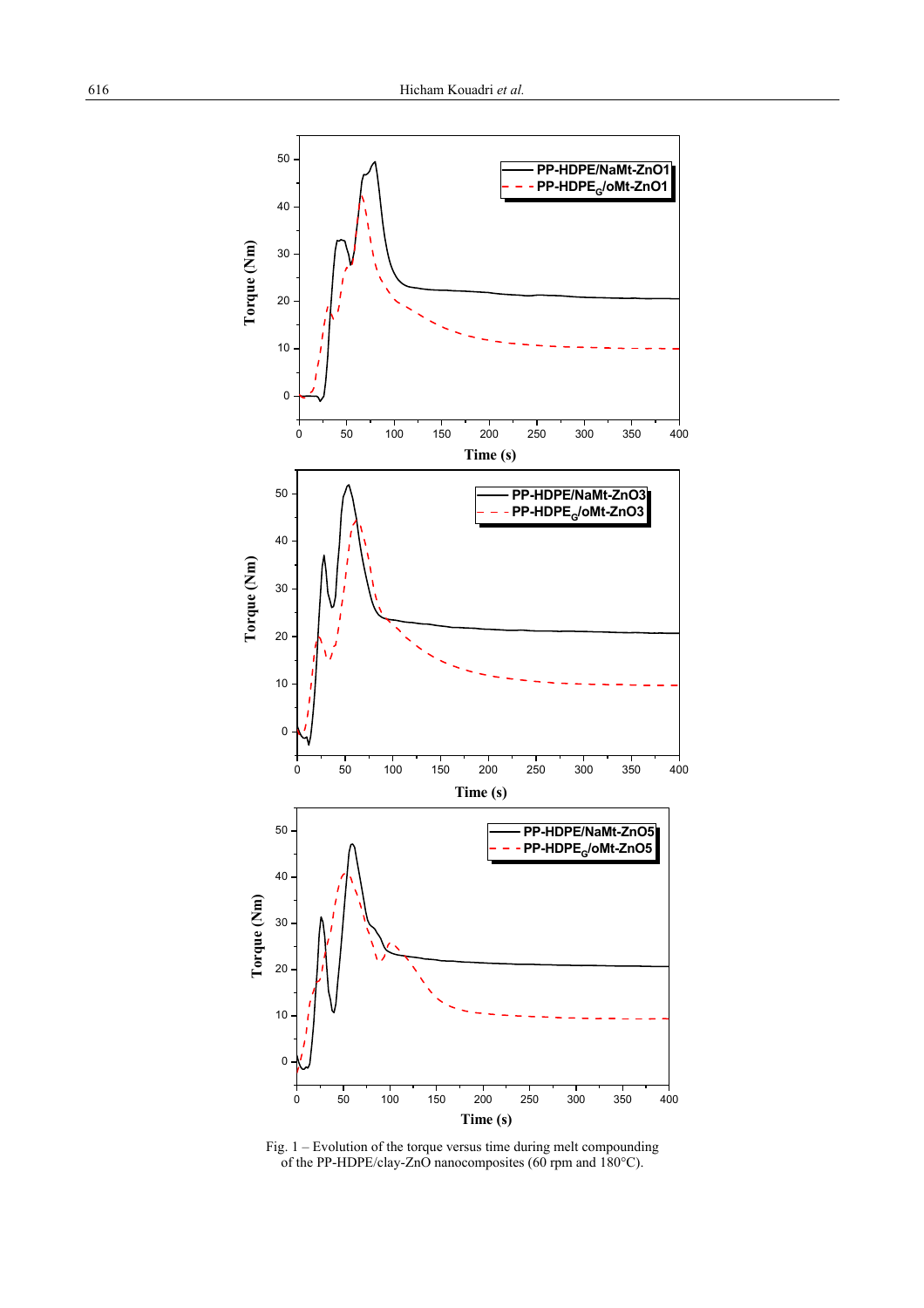Fig. 1 – Evolution of the torque versus time during melt compounding of the PP-HDPE/clay-ZnO nanocomposites (60 rpm and 180°C).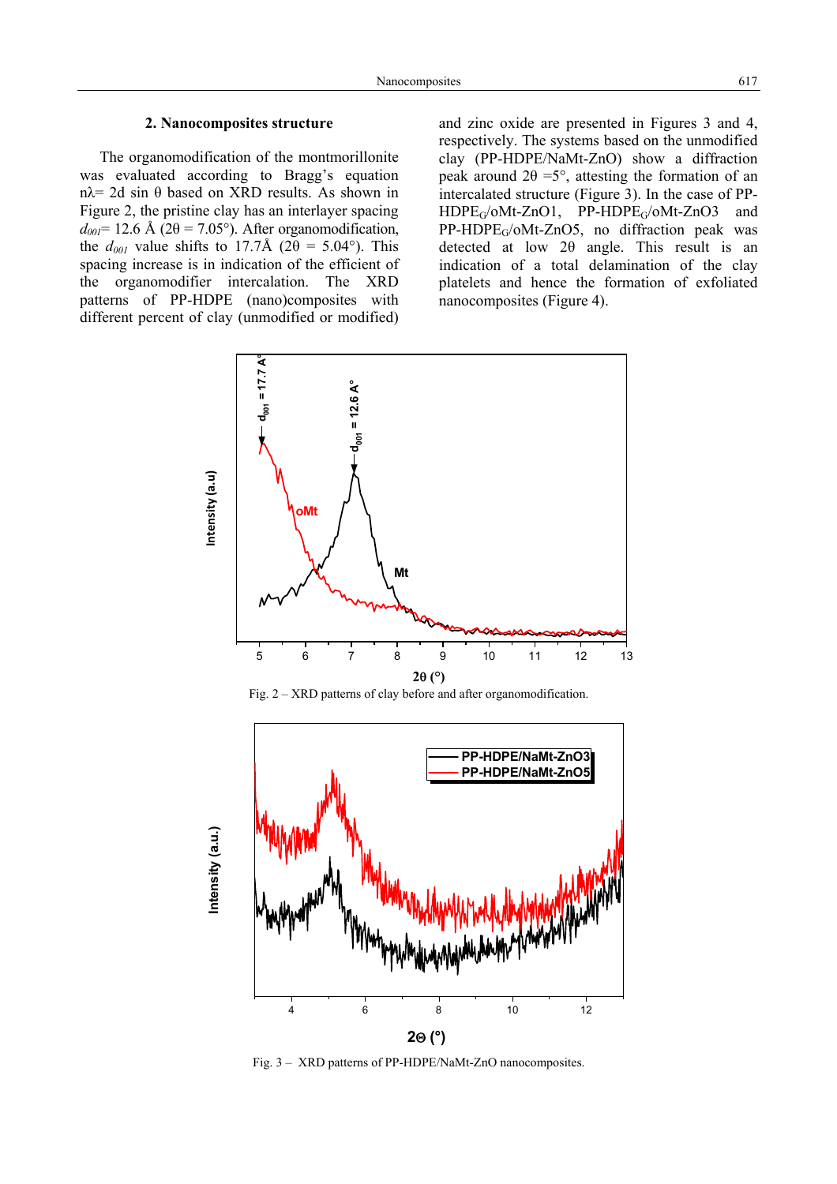## 2. Nanocomposites structure

The organomodification of the montmorillonite was evaluated according to Bragg's equation $n\lambda = 2d \sin\theta$ based on XRD results. As shown in Figure 2, the pristine clay has an interlayer spacing $d_{001}$= 12.6 Å (2θ = 7.05°). After organomodification, the $d_{001}$ value shifts to 17.7Å (2θ = 5.04°). This spacing increase is in indication of the efficient of the organomodifier intercalation. The XRD patterns of PP-HDPE (nano)composites with different percent of clay (unmodified or modified) and zinc oxide are presented in Figures 3 and 4, respectively. The systems based on the unmodified clay (PP-HDPE/NaMt-ZnO) show a diffraction peak around 2θ =5°, attesting the formation of an intercalated structure (Figure 3). In the case of PP-HDPE$_G$/oMt-ZnO1, PP-HDPE$_G$/oMt-ZnO3 and PP-HDPE$_G$/oMt-ZnO5, no diffraction peak was detected at low 2θ angle. This result is an indication of a total delamination of the clay platelets and hence the formation of exfoliated nanocomposites (Figure 4).

Fig. 2 – XRD patterns of clay before and after organomodification.

Fig. 3 – XRD patterns of PP-HDPE/NaMt-ZnO nanocomposites.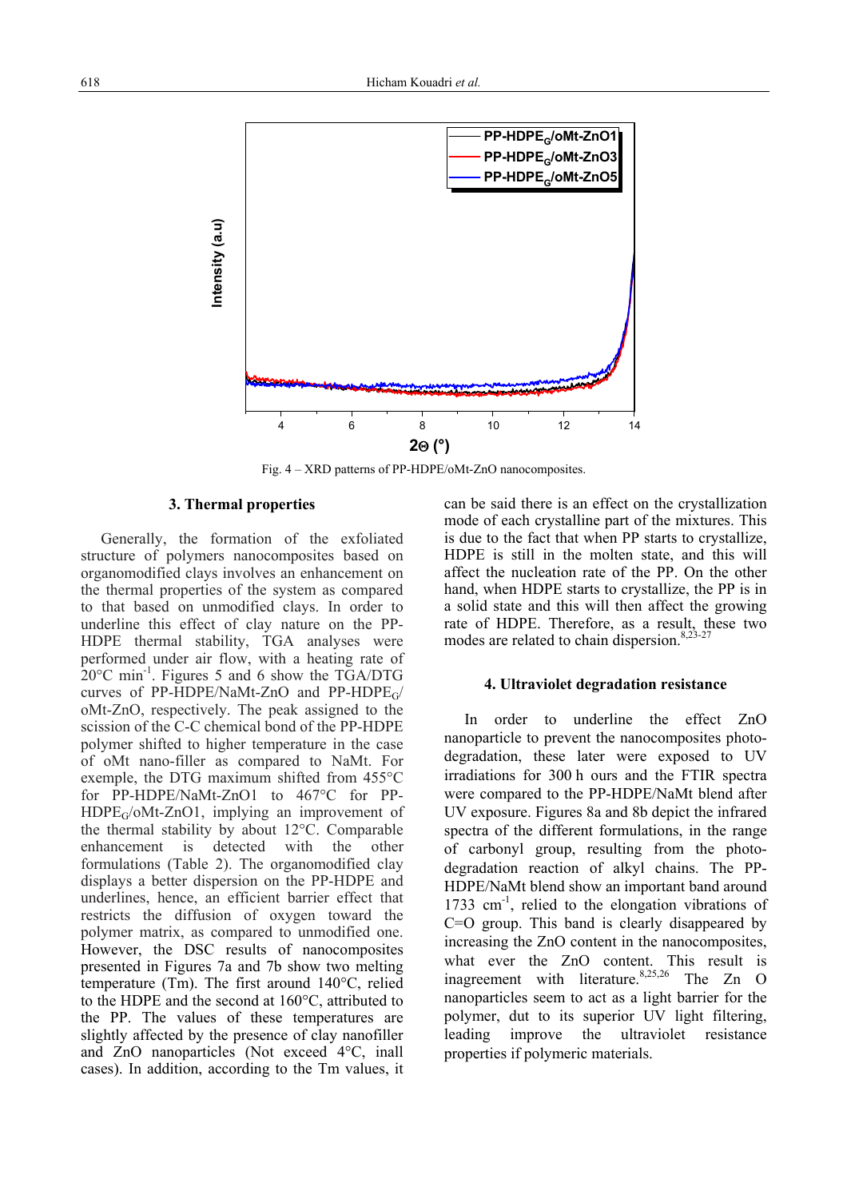Fig. 4 – XRD patterns of PP-HDPE/oMt-ZnO nanocomposites.

### 3. Thermal properties

Generally, the formation of the exfoliated structure of polymers nanocomposites based on organomodified clays involves an enhancement on the thermal properties of the system as compared to that based on unmodified clays. In order to underline this effect of clay nature on the PP-HDPE thermal stability, TGA analyses were performed under air flow, with a heating rate of 20°C $min^{-1}$. Figures 5 and 6 show the TGA/DTG curves of PP-HDPE/NaMt-ZnO and PP-$HDPE_G$/oMt-ZnO, respectively. The peak assigned to the scission of the C-C chemical bond of the PP-HDPE polymer shifted to higher temperature in the case of oMt nano-filler as compared to NaMt. For exemple, the DTG maximum shifted from 455°C for PP-HDPE/NaMt-ZnO1 to 467°C for PP-$HDPE_G$/oMt-ZnO1, implying an improvement of the thermal stability by about 12°C. Comparable enhancement is detected with the other formulations (Table 2). The organomodified clay displays a better dispersion on the PP-HDPE and underlines, hence, an efficient barrier effect that restricts the diffusion of oxygen toward the polymer matrix, as compared to unmodified one. However, the DSC results of nanocomposites presented in Figures 7a and 7b show two melting temperature (Tm). The first around 140°C, relied to the HDPE and the second at 160°C, attributed to the PP. The values of these temperatures are slightly affected by the presence of clay nanofiller and ZnO nanoparticles (Not exceed 4°C, inall cases). In addition, according to the Tm values, it can be said there is an effect on the crystallization mode of each crystalline part of the mixtures. This is due to the fact that when PP starts to crystallize, HDPE is still in the molten state, and this will affect the nucleation rate of the PP. On the other hand, when HDPE starts to crystallize, the PP is in a solid state and this will then affect the growing rate of HDPE. Therefore, as a result, these two modes are related to chain dispersion.[8,23-27]

### 4. Ultraviolet degradation resistance

In order to underline the effect ZnO nanoparticle to prevent the nanocomposites photo-degradation, these later were exposed to UV irradiations for 300 h ours and the FTIR spectra were compared to the PP-HDPE/NaMt blend after UV exposure. Figures 8a and 8b depict the infrared spectra of the different formulations, in the range of carbonyl group, resulting from the photo-degradation reaction of alkyl chains. The PP-HDPE/NaMt blend show an important band around 1733 $cm^{-1}$, relied to the elongation vibrations of C=O group. This band is clearly disappeared by increasing the ZnO content in the nanocomposites, what ever the ZnO content. This result is inagreement with literature.[8,25,26] The Zn O nanoparticles seem to act as a light barrier for the polymer, dut to its superior UV light filtering, leading improve the ultraviolet resistance properties if polymeric materials.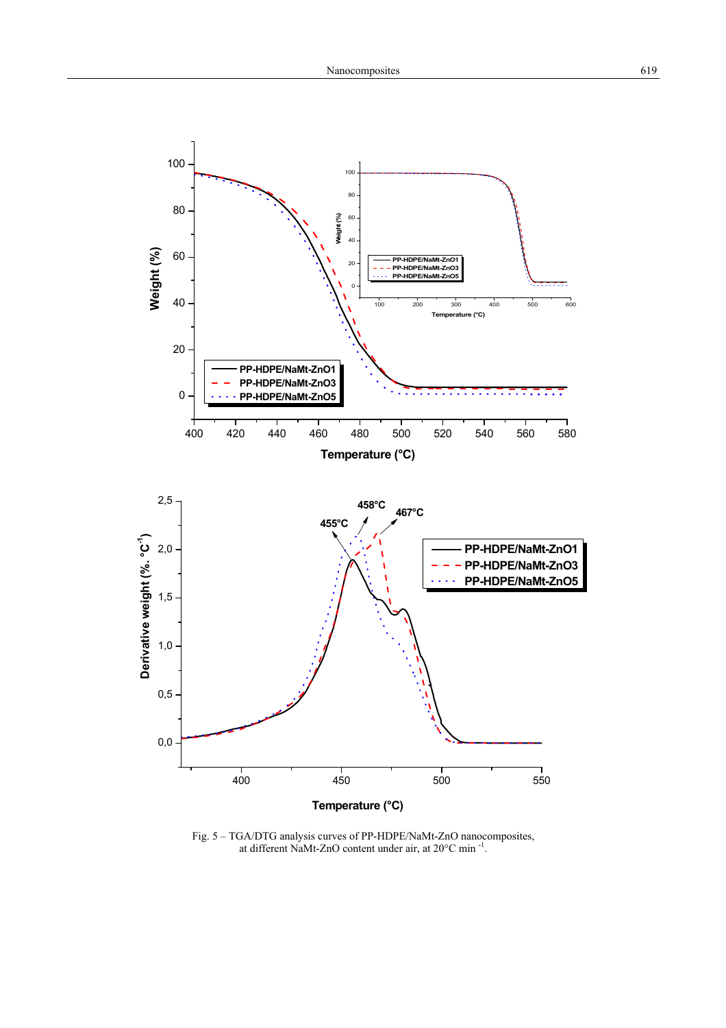Fig. 5 – TGA/DTG analysis curves of PP-HDPE/NaMt-ZnO nanocomposites, at different NaMt-ZnO content under air, at 20°C min $^{-1}$.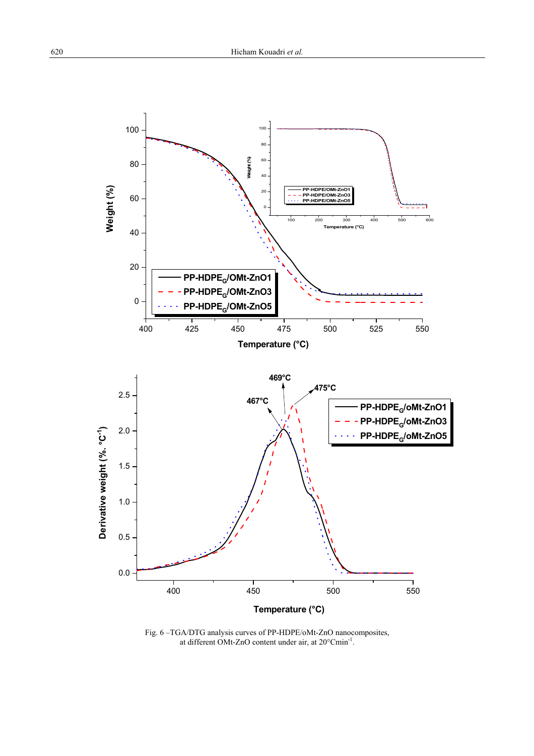Fig. 6 –TGA/DTG analysis curves of PP-HDPE/oMt-ZnO nanocomposites, at different OMt-ZnO content under air, at 20°Cmin$^{-1}$.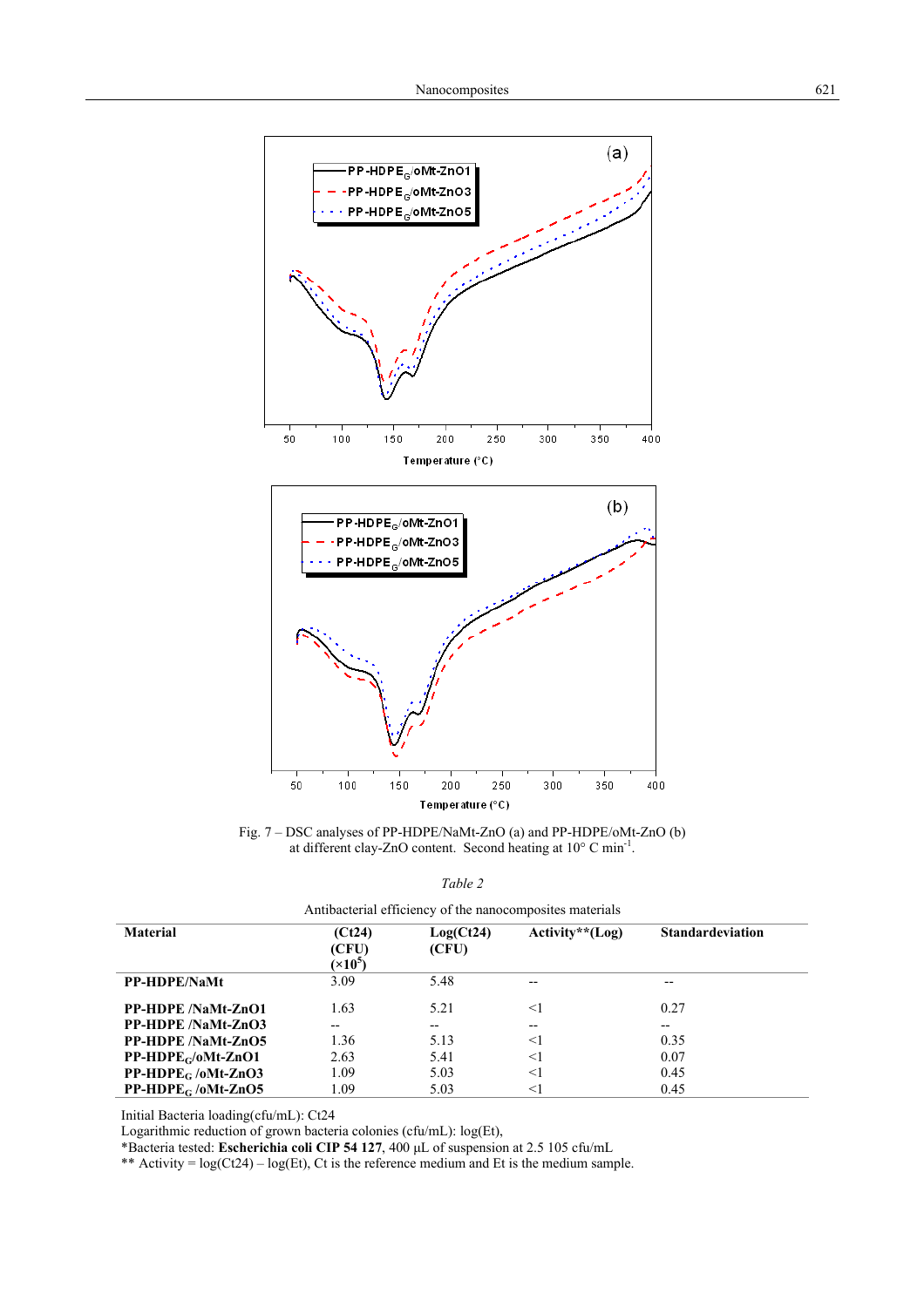Fig. 7 – DSC analyses of PP-HDPE/NaMt-ZnO (a) and PP-HDPE/oMt-ZnO (b) at different clay-ZnO content. Second heating at 10° C min$^{-1}$.

*Table 2*

Antibacterial efficiency of the nanocomposites materials

| Material | (Ct24) (CFU) (×10$^5$) | Log(Ct24) (CFU) | Activity**(Log) | Standarddeviation |
|---|---|---|---|---|
| **PP-HDPE/NaMt** | 3.09 | 5.48 | -- | -- |
| **PP-HDPE /NaMt-ZnO1** | 1.63 | 5.21 | <1 | 0.27 |
| **PP-HDPE /NaMt-ZnO3** | -- | -- | -- | -- |
| **PP-HDPE /NaMt-ZnO5** | 1.36 | 5.13 | <1 | 0.35 |
| **PP-HDPE$_G$/oMt-ZnO1** | 2.63 | 5.41 | <1 | 0.07 |
| **PP-HDPE$_G$ /oMt-ZnO3** | 1.09 | 5.03 | <1 | 0.45 |
| **PP-HDPE$_G$ /oMt-ZnO5** | 1.09 | 5.03 | <1 | 0.45 |

Initial Bacteria loading(cfu/mL): Ct24

Logarithmic reduction of grown bacteria colonies (cfu/mL): log(Et),

*Bacteria tested: **Escherichia coli CIP 54 127**, 400 µL of suspension at 2.5 105 cfu/mL

** Activity = log(Ct24) – log(Et), Ct is the reference medium and Et is the medium sample.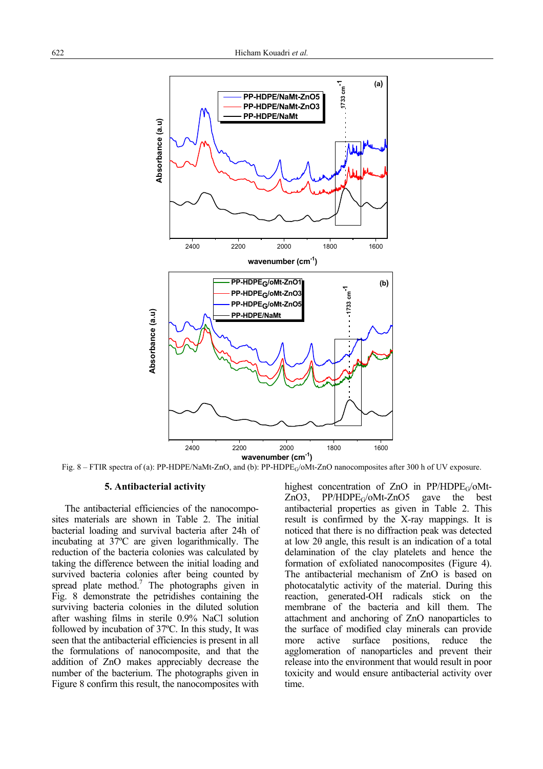Fig. 8 – FTIR spectra of (a): PP-HDPE/NaMt-ZnO, and (b): PP-HDPE$_G$/oMt-ZnO nanocomposites after 300 h of UV exposure.

## 5. Antibacterial activity

The antibacterial efficiencies of the nanocomposites materials are shown in Table 2. The initial bacterial loading and survival bacteria after 24h of incubating at 37ºC are given logarithmically. The reduction of the bacteria colonies was calculated by taking the difference between the initial loading and survived bacteria colonies after being counted by spread plate method.[7] The photographs given in Fig. 8 demonstrate the petridishes containing the surviving bacteria colonies in the diluted solution after washing films in sterile 0.9% NaCl solution followed by incubation of 37ºC. In this study, It was seen that the antibacterial efficiencies is present in all the formulations of nanocomposite, and that the addition of ZnO makes appreciably decrease the number of the bacterium. The photographs given in Figure 8 confirm this result, the nanocomposites with highest concentration of ZnO in PP/HDPE$_G$/oMt-ZnO3, PP/HDPE$_G$/oMt-ZnO5 gave the best antibacterial properties as given in Table 2. This result is confirmed by the X-ray mappings. It is noticed that there is no diffraction peak was detected at low 2θ angle, this result is an indication of a total delamination of the clay platelets and hence the formation of exfoliated nanocomposites (Figure 4). The antibacterial mechanism of ZnO is based on photocatalytic activity of the material. During this reaction, generated-OH radicals stick on the membrane of the bacteria and kill them. The attachment and anchoring of ZnO nanoparticles to the surface of modified clay minerals can provide more active surface positions, reduce the agglomeration of nanoparticles and prevent their release into the environment that would result in poor toxicity and would ensure antibacterial activity over time.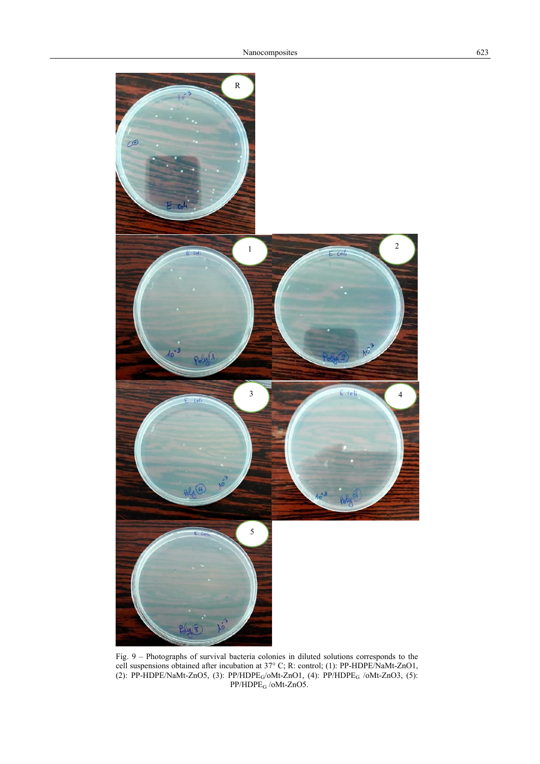Fig. 9 – Photographs of survival bacteria colonies in diluted solutions corresponds to the cell suspensions obtained after incubation at 37° C; R: control; (1): PP-HDPE/NaMt-ZnO1, (2): PP-HDPE/NaMt-ZnO5, (3): PP/$HDPE_G$/oMt-ZnO1, (4): PP/$HDPE_G$ /oMt-ZnO3, (5): PP/$HDPE_G$ /oMt-ZnO5.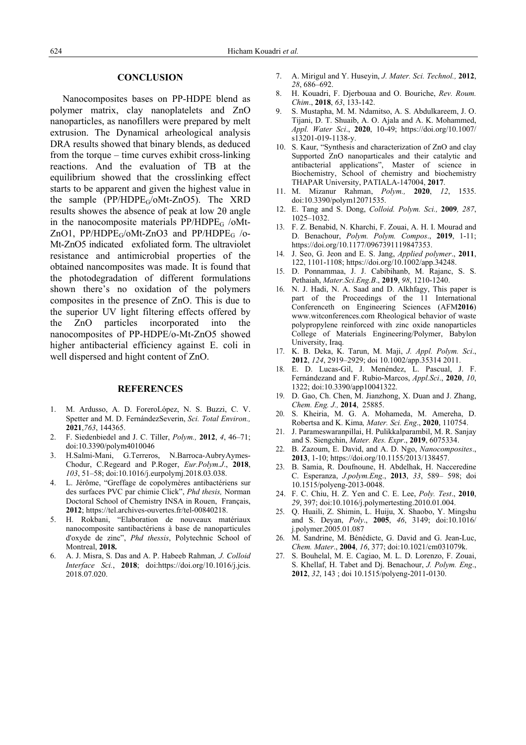## CONCLUSION

Nanocomposites bases on PP-HDPE blend as polymer matrix, clay nanoplatelets and ZnO nanoparticles, as nanofillers were prepared by melt extrusion. The Dynamical arheological analysis DRA results showed that binary blends, as deduced from the torque – time curves exhibit cross-linking reactions. And the evaluation of TB at the equilibrium showed that the crosslinking effect starts to be apparent and given the highest value in the sample (PP/$HDPE_G$/oMt-ZnO5). The XRD results showes the absence of peak at low 2θ angle in the nanocomposite materials PP/$HDPE_G$ /oMt-ZnO1, PP/$HDPE_G$/oMt-ZnO3 and PP/$HDPE_G$ /o-Mt-ZnO5 indicated exfoliated form. The ultraviolet resistance and antimicrobial properties of the obtained nancomposites was made. It is found that the photodegradation of different formulations shown there's no oxidation of the polymers composites in the presence of ZnO. This is due to the superior UV light filtering effects offered by the ZnO particles incorporated into the nanocomposites of PP-HDPE/o-Mt-ZnO5 showed higher antibacterial efficiency against E. coli in well dispersed and hight content of ZnO.

## REFERENCES

1. M. Ardusso, A. D. ForeroLópez, N. S. Buzzi, C. V. Spetter and M. D. FernándezSeverin, *Sci. Total Environ.,* **2021**,*763*, 144365.
2. F. Siedenbiedel and J. C. Tiller, *Polym.,* **2012**, *4*, 46–71; doi:10.3390/polym4010046
3. H.Salmi-Mani, G.Terreros, N.Barroca-AubryAymes-Chodur, C.Regeard and P.Roger, *Eur.Polym.J*., **2018**, *103*, 51–58; doi:10.1016/j.eurpolymj.2018.03.038.
4. L. Jérôme, "Greffage de copolymères antibactériens sur des surfaces PVC par chimie Click", *Phd thesis,* Norman Doctoral School of Chemistry INSA in Rouen, Français, **2012**; https://tel.archives-ouvertes.fr/tel-00840218.
5. H. Rokbani, "Elaboration de nouveaux matériaux nanocomposite santibactériens à base de nanoparticules d'oxyde de zinc", *Phd thessis*, Polytechnic School of Montreal, **2018.**
6. A. J. Misra, S. Das and A. P. Habeeb Rahman*, J. Colloid Interface Sci.*, **2018**; doi:https://doi.org/10.1016/j.jcis. 2018.07.020.
7. A. Mirigul and Y. Huseyin, *J. Mater. Sci. Technol.,* **2012**, *28*, 686–692.
8. H. Kouadri, F. Djerbouaa and O. Bouriche, *Rev. Roum. Chim*., **2018**, *63*, 133-142.
9. S. Mustapha, M. M. Ndamitso, A. S. Abdulkareem, J. O. Tijani, D. T. Shuaib, A. O. Ajala and A. K. Mohammed, *Appl. Water Sci*., **2020**, 10-49; https://doi.org/10.1007/ s13201-019-1138-y.
10. S. Kaur, "Synthesis and characterization of ZnO and clay Supported ZnO nanoparticales and their catalytic and antibacterial applications", Master of science in Biochemistry, School of chemistry and biochemistry THAPAR University, PATIALA-147004, **2017**.
11. M. Mizanur Rahman, *Polym.,* **2020**, *12*, 1535. doi:10.3390/polym12071535.
12. E. Tang and S. Dong, *Colloid. Polym. Sci.,* **2009***, 287*, 1025–1032.
13. F. Z. Benabid, N. Kharchi, F. Zouai, A. H. I. Mourad and D. Benachour, *Polym. Polym. Compos*., **2019**, 1-11; https://doi.org/10.1177/0967391119847353.
14. J. Seo, G. Jeon and E. S. Jang, *Applied polymer*., **2011**, 122, 1101-1108; https://doi.org/10.1002/app.34248.
15. D. Ponnammaa, J. J. Cabibihanb, M. Rajanc, S. S. Pethaiah, *Mater.Sci.Eng.B*., **2019**, *98*, 1210-1240.
16. N. J. Hadi, N. A. Saad and D. Alkhfagy, This paper is part of the Proceedings of the 11 International Conferenceth on Engineering Sciences (AFM**2016**) www.witconferences.com Rheological behavior of waste polypropylene reinforced with zinc oxide nanoparticles College of Materials Engineering/Polymer, Babylon University, Iraq.
17. K. B. Deka, K. Tarun, M. Maji, *J. Appl. Polym. Sci*., **2012**, *124*, 2919–2929; doi 10.1002/app.35314 2011.
18. E. D. Lucas-Gil, J. Menéndez, L. Pascual, J. F. Fernándezand and F. Rubio-Marcos, *Appl.Sci*., **2020**, *10*, 1322; doi:10.3390/app10041322.
19. D. Gao, Ch. Chen, M. Jianzhong, X. Duan and J. Zhang, *Chem. Eng. J.,* **2014**, 25885.
20. S. Kheiria, M. G. A. Mohameda, M. Amereha, D. Robertsa and K. Kima*, Mater. Sci. Eng*., **2020**, 110754.
21. J. Parameswaranpillai, H. Pulikkalparambil, M. R. Sanjay and S. Siengchin, *Mater. Res. Expr*., **2019**, 6075334.
22. B. Zazoum, E. David, and A. D. Ngo, *Nanocomposites*., **2013**, 1-10; https://doi.org/10.1155/2013/138457.
23. B. Samia, R. Doufnoune, H. Abdelhak, H. Nacceredine C. Esperanza, *J.polym.Eng*., **2013**, *33*, 589– 598; doi 10.1515/polyeng-2013-0048.
24. F. C. Chiu, H. Z. Yen and C. E. Lee, *Poly. Test*., **2010**, *29*, 397; doi:10.1016/j.polymertesting.2010.01.004.
25. Q. Huaili, Z. Shimin, L. Huiju, X. Shaobo, Y. Mingshu and S. Deyan, *Poly*., **2005**, *46*, 3149; doi:10.1016/ j.polymer.2005.01.087
26. M. Sandrine, M. Bénédicte, G. David and G. Jean-Luc, *Chem. Mater*., **2004**, *16*, 377; doi:10.1021/cm031079k.
27. S. Bouhelal, M. E. Cagiao, M. L. D. Lorenzo, F. Zouai, S. Khellaf, H. Tabet and Dj. Benachour, *J. Polym. Eng*., **2012**, *32*, 143 ; doi 10.1515/polyeng-2011-0130.